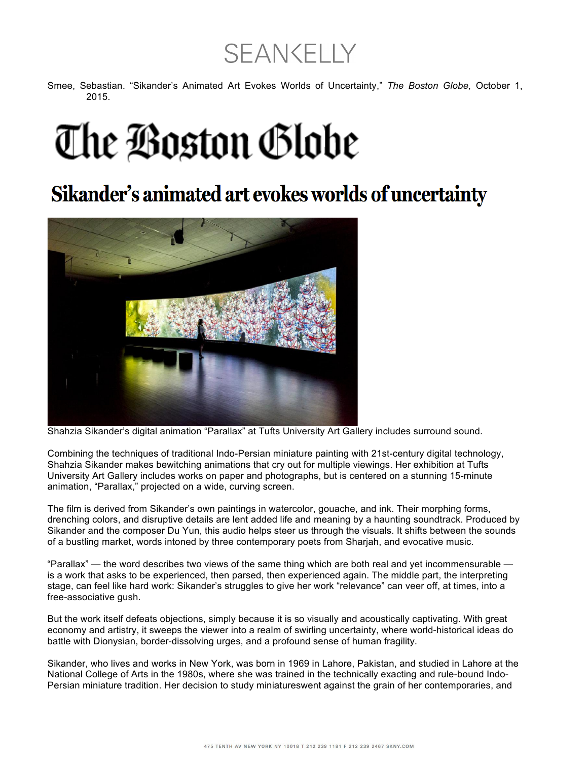SEANKELLY

Smee, Sebastian. "Sikander's Animated Art Evokes Worlds of Uncertainty," *The Boston Globe,* October 1, 2015.

# The Boston Globe

## Sikander's animated art evokes worlds of uncertainty

Shahzia Sikander's digital animation "Parallax" at Tufts University Art Gallery includes surround sound.

Combining the techniques of traditional Indo-Persian miniature painting with 21st-century digital technology, Shahzia Sikander makes bewitching animations that cry out for multiple viewings. Her exhibition at Tufts University Art Gallery includes works on paper and photographs, but is centered on a stunning 15-minute animation, "Parallax," projected on a wide, curving screen.

The film is derived from Sikander's own paintings in watercolor, gouache, and ink. Their morphing forms, drenching colors, and disruptive details are lent added life and meaning by a haunting soundtrack. Produced by Sikander and the composer Du Yun, this audio helps steer us through the visuals. It shifts between the sounds of a bustling market, words intoned by three contemporary poets from Sharjah, and evocative music.

"Parallax" — the word describes two views of the same thing which are both real and yet incommensurable — is a work that asks to be experienced, then parsed, then experienced again. The middle part, the interpreting stage, can feel like hard work: Sikander's struggles to give her work "relevance" can veer off, at times, into a free-associative gush.

But the work itself defeats objections, simply because it is so visually and acoustically captivating. With great economy and artistry, it sweeps the viewer into a realm of swirling uncertainty, where world-historical ideas do battle with Dionysian, border-dissolving urges, and a profound sense of human fragility.

Sikander, who lives and works in New York, was born in 1969 in Lahore, Pakistan, and studied in Lahore at the National College of Arts in the 1980s, where she was trained in the technically exacting and rule-bound Indo-Persian miniature tradition. Her decision to study miniatureswent against the grain of her contemporaries, and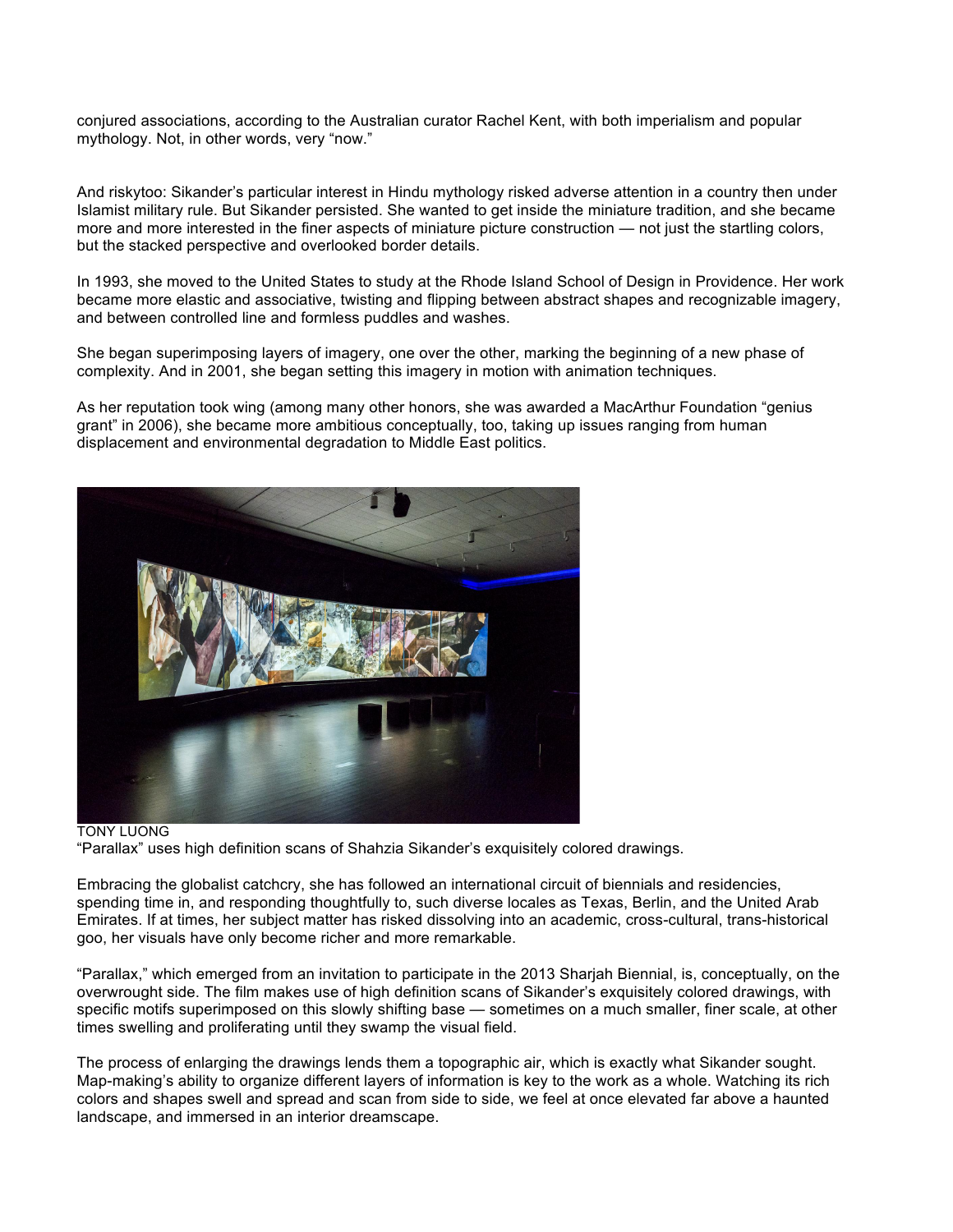conjured associations, according to the Australian curator Rachel Kent, with both imperialism and popular mythology. Not, in other words, very "now."

And riskytoo: Sikander's particular interest in Hindu mythology risked adverse attention in a country then under Islamist military rule. But Sikander persisted. She wanted to get inside the miniature tradition, and she became more and more interested in the finer aspects of miniature picture construction — not just the startling colors, but the stacked perspective and overlooked border details.

In 1993, she moved to the United States to study at the Rhode Island School of Design in Providence. Her work became more elastic and associative, twisting and flipping between abstract shapes and recognizable imagery, and between controlled line and formless puddles and washes.

She began superimposing layers of imagery, one over the other, marking the beginning of a new phase of complexity. And in 2001, she began setting this imagery in motion with animation techniques.

As her reputation took wing (among many other honors, she was awarded a MacArthur Foundation "genius grant" in 2006), she became more ambitious conceptually, too, taking up issues ranging from human displacement and environmental degradation to Middle East politics.

TONY LUONG
"Parallax" uses high definition scans of Shahzia Sikander's exquisitely colored drawings.

Embracing the globalist catchcry, she has followed an international circuit of biennials and residencies, spending time in, and responding thoughtfully to, such diverse locales as Texas, Berlin, and the United Arab Emirates. If at times, her subject matter has risked dissolving into an academic, cross-cultural, trans-historical goo, her visuals have only become richer and more remarkable.

"Parallax," which emerged from an invitation to participate in the 2013 Sharjah Biennial, is, conceptually, on the overwrought side. The film makes use of high definition scans of Sikander's exquisitely colored drawings, with specific motifs superimposed on this slowly shifting base — sometimes on a much smaller, finer scale, at other times swelling and proliferating until they swamp the visual field.

The process of enlarging the drawings lends them a topographic air, which is exactly what Sikander sought. Map-making's ability to organize different layers of information is key to the work as a whole. Watching its rich colors and shapes swell and spread and scan from side to side, we feel at once elevated far above a haunted landscape, and immersed in an interior dreamscape.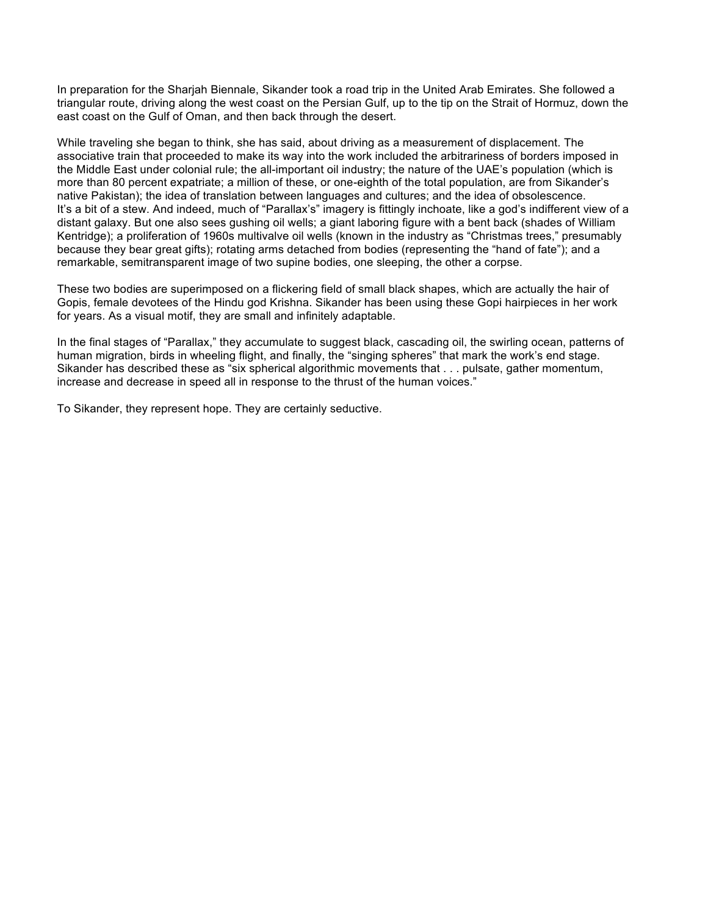In preparation for the Sharjah Biennale, Sikander took a road trip in the United Arab Emirates. She followed a triangular route, driving along the west coast on the Persian Gulf, up to the tip on the Strait of Hormuz, down the east coast on the Gulf of Oman, and then back through the desert.

While traveling she began to think, she has said, about driving as a measurement of displacement. The associative train that proceeded to make its way into the work included the arbitrariness of borders imposed in the Middle East under colonial rule; the all-important oil industry; the nature of the UAE's population (which is more than 80 percent expatriate; a million of these, or one-eighth of the total population, are from Sikander's native Pakistan); the idea of translation between languages and cultures; and the idea of obsolescence.
It's a bit of a stew. And indeed, much of "Parallax's" imagery is fittingly inchoate, like a god's indifferent view of a distant galaxy. But one also sees gushing oil wells; a giant laboring figure with a bent back (shades of William Kentridge); a proliferation of 1960s multivalve oil wells (known in the industry as "Christmas trees," presumably because they bear great gifts); rotating arms detached from bodies (representing the "hand of fate"); and a remarkable, semitransparent image of two supine bodies, one sleeping, the other a corpse.

These two bodies are superimposed on a flickering field of small black shapes, which are actually the hair of Gopis, female devotees of the Hindu god Krishna. Sikander has been using these Gopi hairpieces in her work for years. As a visual motif, they are small and infinitely adaptable.

In the final stages of "Parallax," they accumulate to suggest black, cascading oil, the swirling ocean, patterns of human migration, birds in wheeling flight, and finally, the "singing spheres" that mark the work's end stage. Sikander has described these as "six spherical algorithmic movements that . . . pulsate, gather momentum, increase and decrease in speed all in response to the thrust of the human voices."

To Sikander, they represent hope. They are certainly seductive.